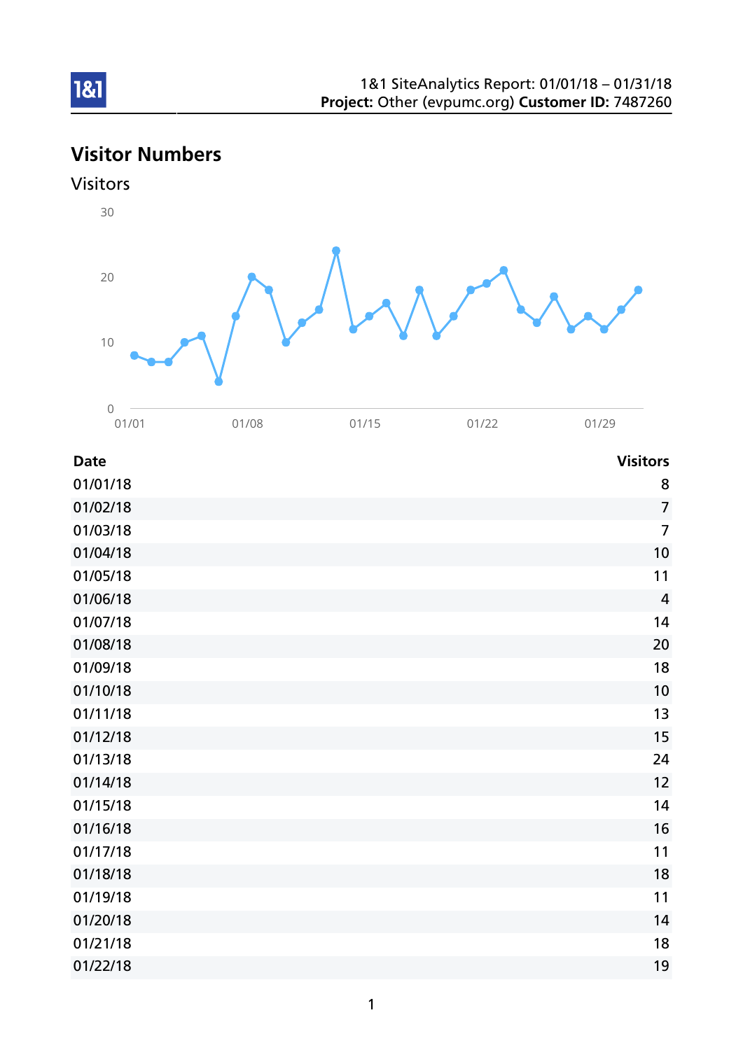1&1 SiteAnalytics Report: 01/01/18 – 01/31/18
**Project:** Other (evpumc.org) **Customer ID:** 7487260

# Visitor Numbers

## Visitors

| Date | Visitors |
|---|---|
| 01/01/18 | 8 |
| 01/02/18 | 7 |
| 01/03/18 | 7 |
| 01/04/18 | 10 |
| 01/05/18 | 11 |
| 01/06/18 | 4 |
| 01/07/18 | 14 |
| 01/08/18 | 20 |
| 01/09/18 | 18 |
| 01/10/18 | 10 |
| 01/11/18 | 13 |
| 01/12/18 | 15 |
| 01/13/18 | 24 |
| 01/14/18 | 12 |
| 01/15/18 | 14 |
| 01/16/18 | 16 |
| 01/17/18 | 11 |
| 01/18/18 | 18 |
| 01/19/18 | 11 |
| 01/20/18 | 14 |
| 01/21/18 | 18 |
| 01/22/18 | 19 |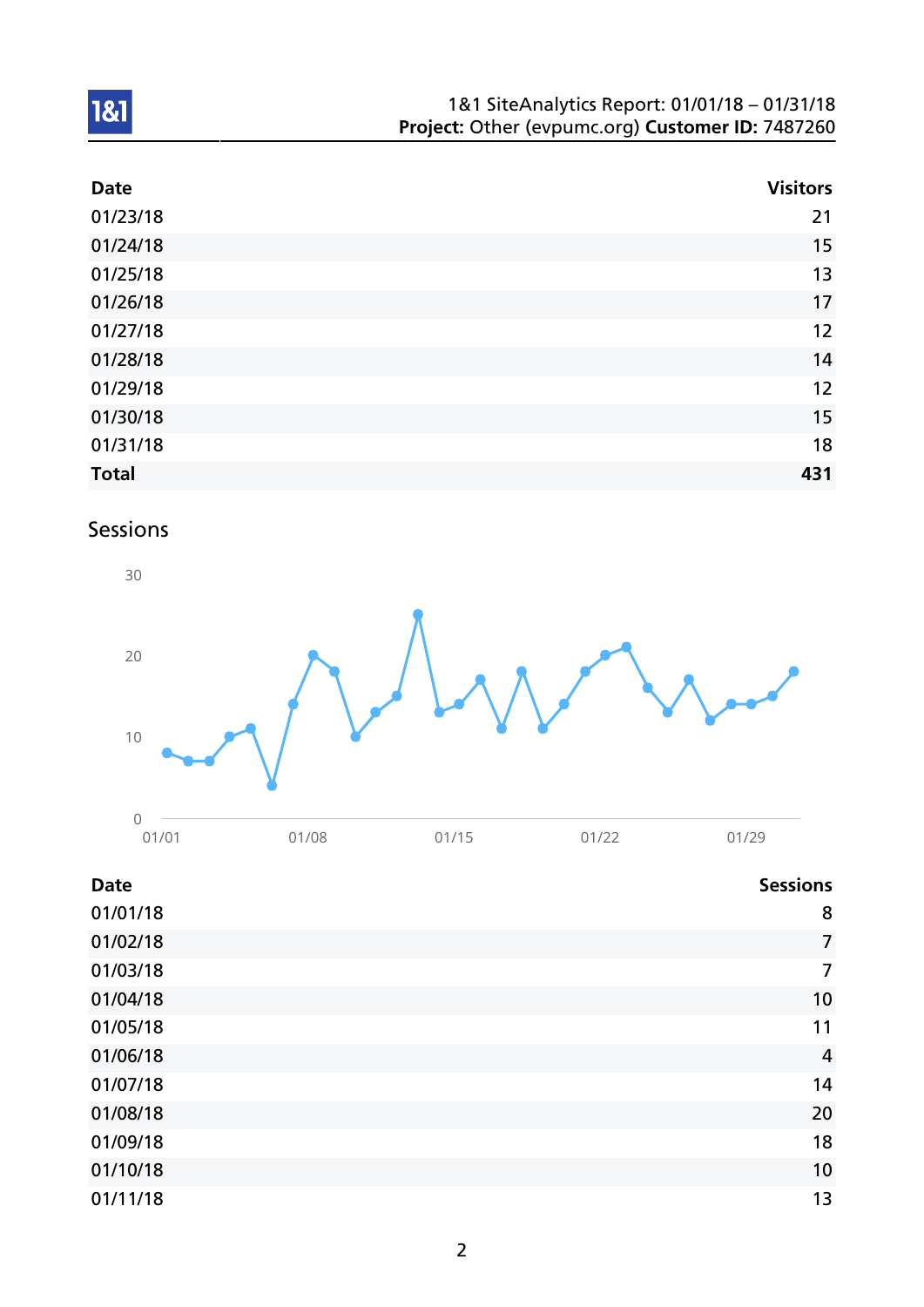| Date | Visitors |
| --- | --- |
| 01/23/18 | 21 |
| 01/24/18 | 15 |
| 01/25/18 | 13 |
| 01/26/18 | 17 |
| 01/27/18 | 12 |
| 01/28/18 | 14 |
| 01/29/18 | 12 |
| 01/30/18 | 15 |
| 01/31/18 | 18 |
| **Total** | **431** |

## Sessions

| Date | Sessions |
| --- | --- |
| 01/01/18 | 8 |
| 01/02/18 | 7 |
| 01/03/18 | 7 |
| 01/04/18 | 10 |
| 01/05/18 | 11 |
| 01/06/18 | 4 |
| 01/07/18 | 14 |
| 01/08/18 | 20 |
| 01/09/18 | 18 |
| 01/10/18 | 10 |
| 01/11/18 | 13 |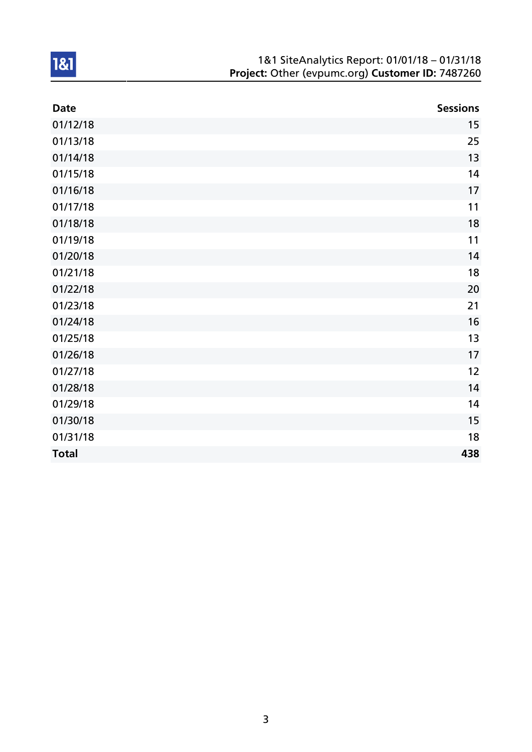| Date | Sessions |
|---|---:|
| 01/12/18 | 15 |
| 01/13/18 | 25 |
| 01/14/18 | 13 |
| 01/15/18 | 14 |
| 01/16/18 | 17 |
| 01/17/18 | 11 |
| 01/18/18 | 18 |
| 01/19/18 | 11 |
| 01/20/18 | 14 |
| 01/21/18 | 18 |
| 01/22/18 | 20 |
| 01/23/18 | 21 |
| 01/24/18 | 16 |
| 01/25/18 | 13 |
| 01/26/18 | 17 |
| 01/27/18 | 12 |
| 01/28/18 | 14 |
| 01/29/18 | 14 |
| 01/30/18 | 15 |
| 01/31/18 | 18 |
| **Total** | **438** |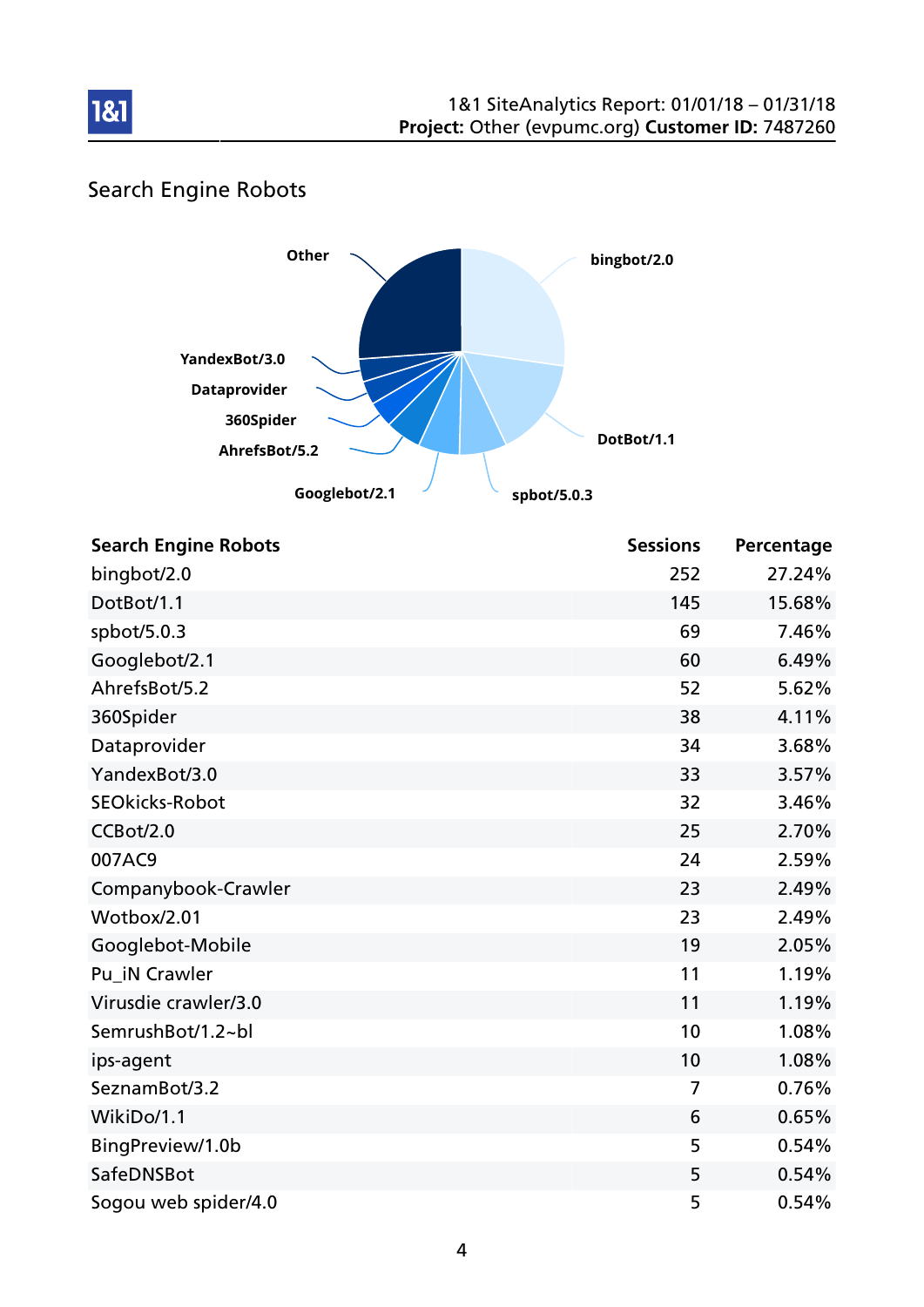## Search Engine Robots

| Search Engine Robots | Sessions | Percentage |
|---|---|---|
| bingbot/2.0 | 252 | 27.24% |
| DotBot/1.1 | 145 | 15.68% |
| spbot/5.0.3 | 69 | 7.46% |
| Googlebot/2.1 | 60 | 6.49% |
| AhrefsBot/5.2 | 52 | 5.62% |
| 360Spider | 38 | 4.11% |
| Dataprovider | 34 | 3.68% |
| YandexBot/3.0 | 33 | 3.57% |
| SEOkicks-Robot | 32 | 3.46% |
| CCBot/2.0 | 25 | 2.70% |
| 007AC9 | 24 | 2.59% |
| Companybook-Crawler | 23 | 2.49% |
| Wotbox/2.01 | 23 | 2.49% |
| Googlebot-Mobile | 19 | 2.05% |
| Pu_iN Crawler | 11 | 1.19% |
| Virusdie crawler/3.0 | 11 | 1.19% |
| SemrushBot/1.2~bl | 10 | 1.08% |
| ips-agent | 10 | 1.08% |
| SeznamBot/3.2 | 7 | 0.76% |
| WikiDo/1.1 | 6 | 0.65% |
| BingPreview/1.0b | 5 | 0.54% |
| SafeDNSBot | 5 | 0.54% |
| Sogou web spider/4.0 | 5 | 0.54% |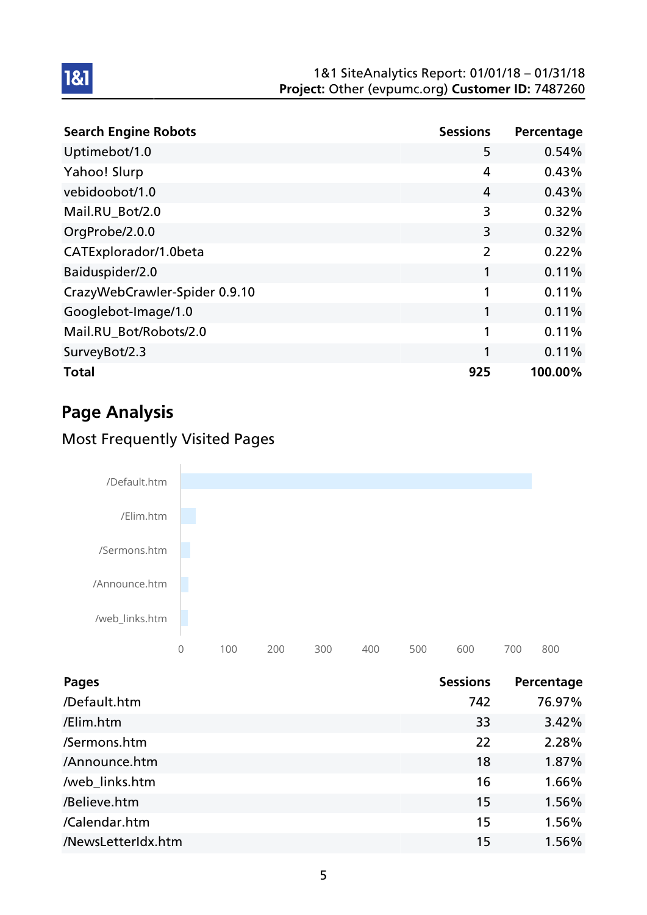| Search Engine Robots | Sessions | Percentage |
|---|---|---|
| Uptimebot/1.0 | 5 | 0.54% |
| Yahoo! Slurp | 4 | 0.43% |
| vebidoobot/1.0 | 4 | 0.43% |
| Mail.RU_Bot/2.0 | 3 | 0.32% |
| OrgProbe/2.0.0 | 3 | 0.32% |
| CATExplorador/1.0beta | 2 | 0.22% |
| Baiduspider/2.0 | 1 | 0.11% |
| CrazyWebCrawler-Spider 0.9.10 | 1 | 0.11% |
| Googlebot-Image/1.0 | 1 | 0.11% |
| Mail.RU_Bot/Robots/2.0 | 1 | 0.11% |
| SurveyBot/2.3 | 1 | 0.11% |
| **Total** | **925** | **100.00%** |

## Page Analysis

### Most Frequently Visited Pages

| Pages | Sessions | Percentage |
|---|---|---|
| /Default.htm | 742 | 76.97% |
| /Elim.htm | 33 | 3.42% |
| /Sermons.htm | 22 | 2.28% |
| /Announce.htm | 18 | 1.87% |
| /web_links.htm | 16 | 1.66% |
| /Believe.htm | 15 | 1.56% |
| /Calendar.htm | 15 | 1.56% |
| /NewsLetterIdx.htm | 15 | 1.56% |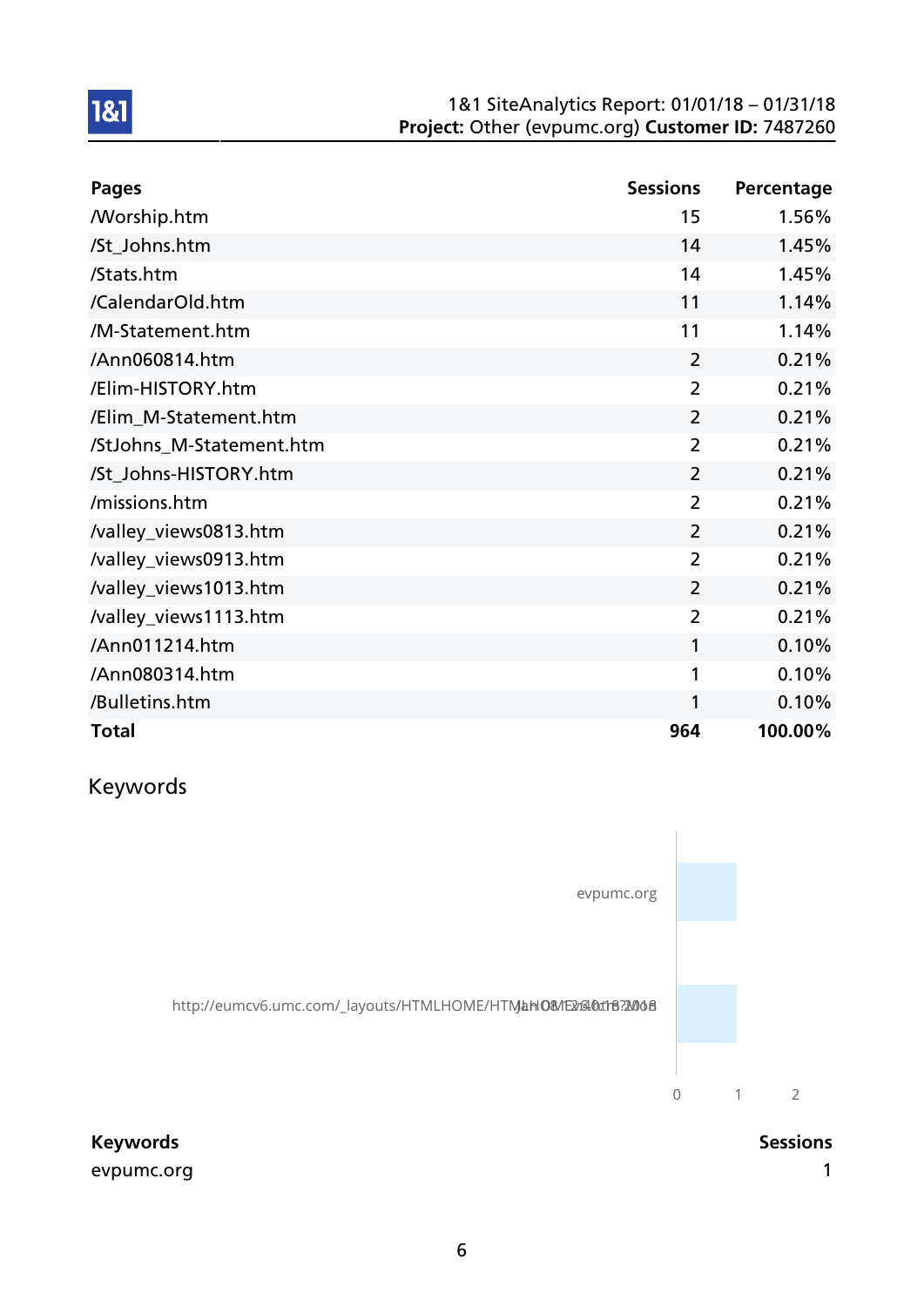| Pages | Sessions | Percentage |
|---|---|---|
| /Worship.htm | 15 | 1.56% |
| /St_Johns.htm | 14 | 1.45% |
| /Stats.htm | 14 | 1.45% |
| /CalendarOld.htm | 11 | 1.14% |
| /M-Statement.htm | 11 | 1.14% |
| /Ann060814.htm | 2 | 0.21% |
| /Elim-HISTORY.htm | 2 | 0.21% |
| /Elim_M-Statement.htm | 2 | 0.21% |
| /StJohns_M-Statement.htm | 2 | 0.21% |
| /St_Johns-HISTORY.htm | 2 | 0.21% |
| /missions.htm | 2 | 0.21% |
| /valley_views0813.htm | 2 | 0.21% |
| /valley_views0913.htm | 2 | 0.21% |
| /valley_views1013.htm | 2 | 0.21% |
| /valley_views1113.htm | 2 | 0.21% |
| /Ann011214.htm | 1 | 0.10% |
| /Ann080314.htm | 1 | 0.10% |
| /Bulletins.htm | 1 | 0.10% |
| **Total** | **964** | **100.00%** |

## Keywords

| Keywords | Sessions |
|---|---|
| evpumc.org | 1 |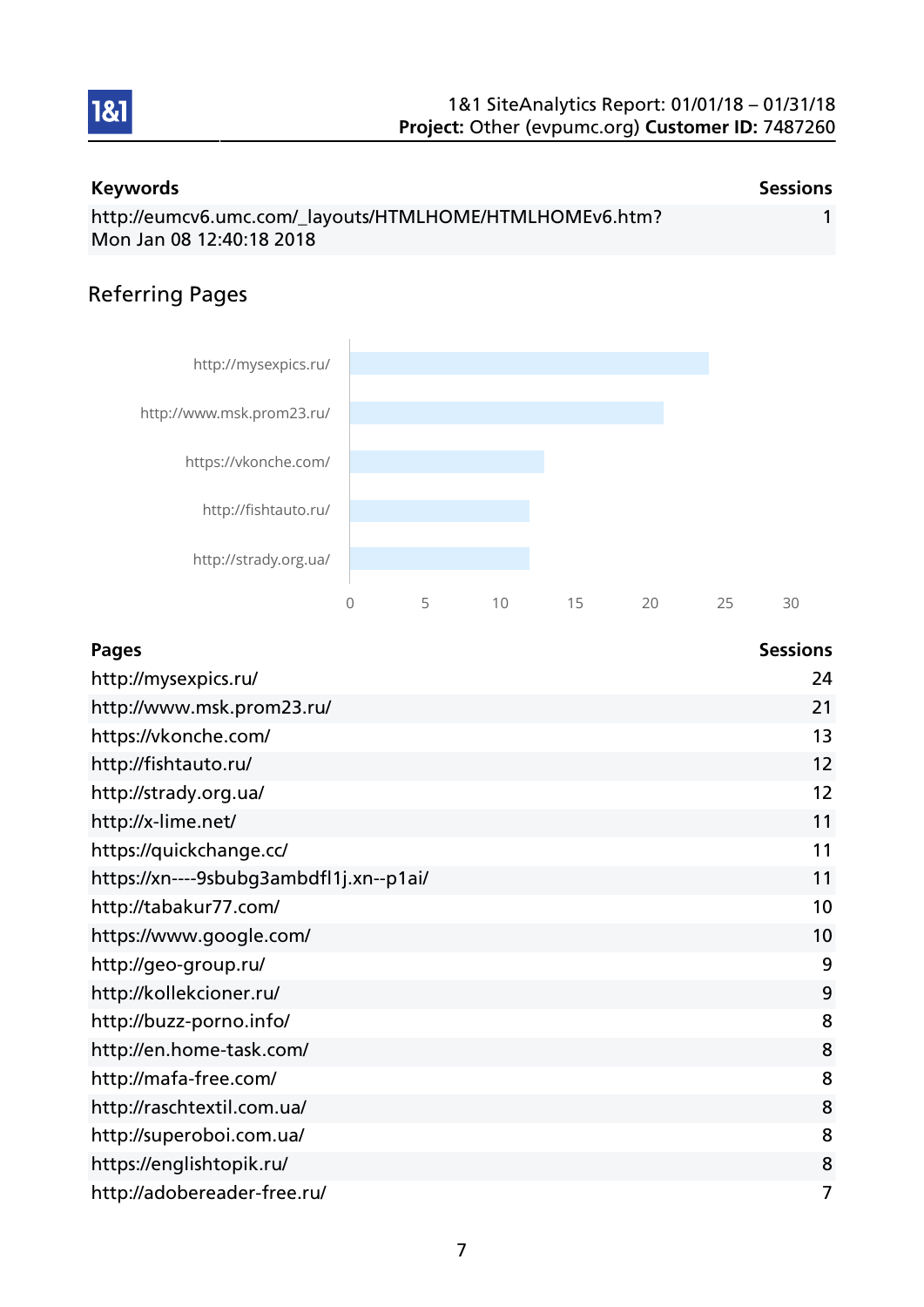| Keywords | Sessions |
|---|---|
| http://eumcv6.umc.com/_layouts/HTMLHOME/HTMLHOMEv6.htm? Mon Jan 08 12:40:18 2018 | 1 |

## Referring Pages

| Pages | Sessions |
|---|---|
| http://mysexpics.ru/ | 24 |
| http://www.msk.prom23.ru/ | 21 |
| https://vkonche.com/ | 13 |
| http://fishtauto.ru/ | 12 |
| http://strady.org.ua/ | 12 |
| http://x-lime.net/ | 11 |
| https://quickchange.cc/ | 11 |
| https://xn----9sbubg3ambdfl1j.xn--p1ai/ | 11 |
| http://tabakur77.com/ | 10 |
| https://www.google.com/ | 10 |
| http://geo-group.ru/ | 9 |
| http://kollekcioner.ru/ | 9 |
| http://buzz-porno.info/ | 8 |
| http://en.home-task.com/ | 8 |
| http://mafa-free.com/ | 8 |
| http://raschtextil.com.ua/ | 8 |
| http://superoboi.com.ua/ | 8 |
| https://englishtopik.ru/ | 8 |
| http://adobereader-free.ru/ | 7 |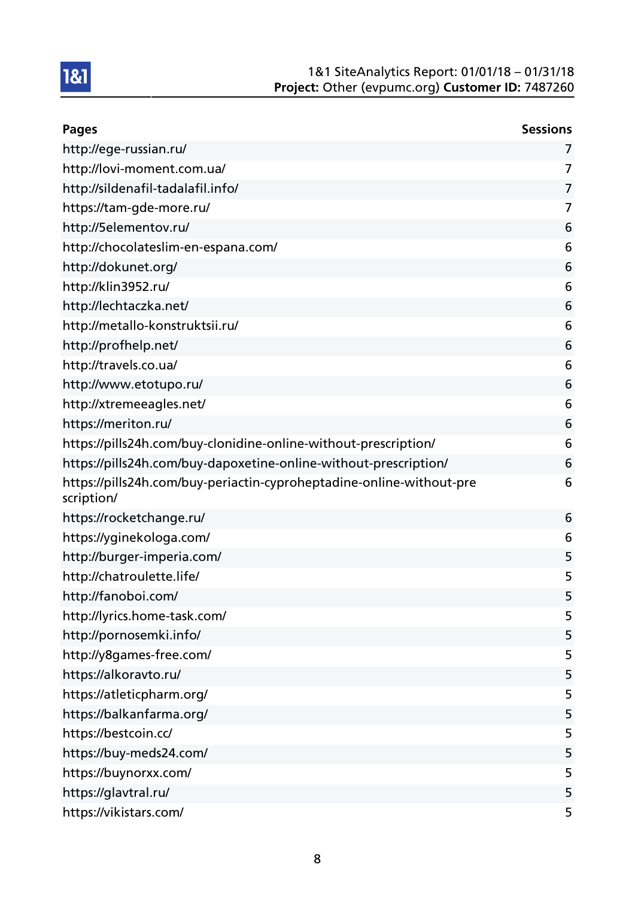| Pages | Sessions |
| --- | --- |
| http://ege-russian.ru/ | 7 |
| http://lovi-moment.com.ua/ | 7 |
| http://sildenafil-tadalafil.info/ | 7 |
| https://tam-gde-more.ru/ | 7 |
| http://5elementov.ru/ | 6 |
| http://chocolateslim-en-espana.com/ | 6 |
| http://dokunet.org/ | 6 |
| http://klin3952.ru/ | 6 |
| http://lechtaczka.net/ | 6 |
| http://metallo-konstruktsii.ru/ | 6 |
| http://profhelp.net/ | 6 |
| http://travels.co.ua/ | 6 |
| http://www.etotupo.ru/ | 6 |
| http://xtremeeagles.net/ | 6 |
| https://meriton.ru/ | 6 |
| https://pills24h.com/buy-clonidine-online-without-prescription/ | 6 |
| https://pills24h.com/buy-dapoxetine-online-without-prescription/ | 6 |
| https://pills24h.com/buy-periactin-cyproheptadine-online-without-prescription/ | 6 |
| https://rocketchange.ru/ | 6 |
| https://yginekologa.com/ | 6 |
| http://burger-imperia.com/ | 5 |
| http://chatroulette.life/ | 5 |
| http://fanoboi.com/ | 5 |
| http://lyrics.home-task.com/ | 5 |
| http://pornosemki.info/ | 5 |
| http://y8games-free.com/ | 5 |
| https://alkoravto.ru/ | 5 |
| https://atleticpharm.org/ | 5 |
| https://balkanfarma.org/ | 5 |
| https://bestcoin.cc/ | 5 |
| https://buy-meds24.com/ | 5 |
| https://buynorxx.com/ | 5 |
| https://glavtral.ru/ | 5 |
| https://vikistars.com/ | 5 |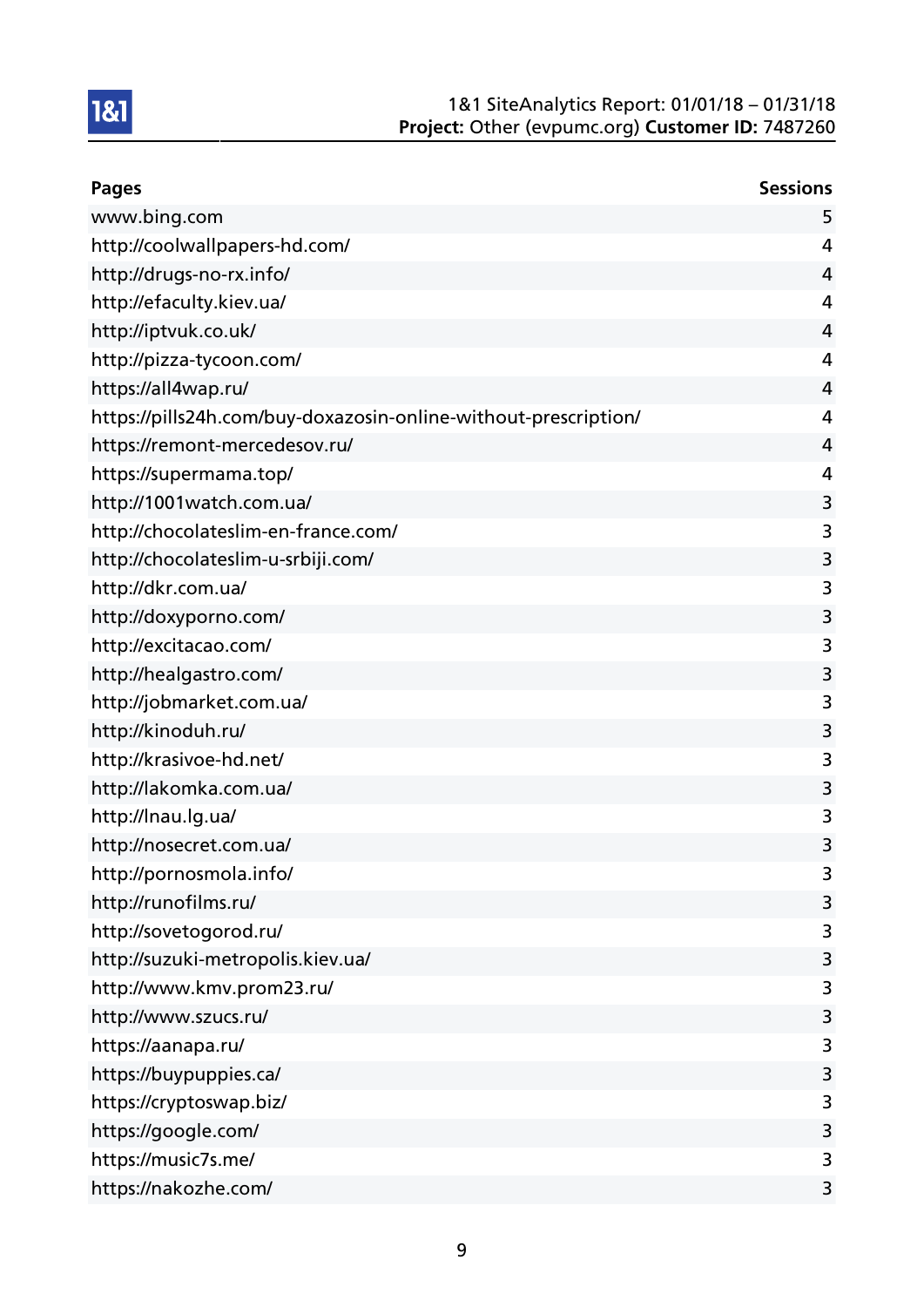| Pages | Sessions |
| --- | --- |
| www.bing.com | 5 |
| http://coolwallpapers-hd.com/ | 4 |
| http://drugs-no-rx.info/ | 4 |
| http://efaculty.kiev.ua/ | 4 |
| http://iptvuk.co.uk/ | 4 |
| http://pizza-tycoon.com/ | 4 |
| https://all4wap.ru/ | 4 |
| https://pills24h.com/buy-doxazosin-online-without-prescription/ | 4 |
| https://remont-mercedesov.ru/ | 4 |
| https://supermama.top/ | 4 |
| http://1001watch.com.ua/ | 3 |
| http://chocolateslim-en-france.com/ | 3 |
| http://chocolateslim-u-srbiji.com/ | 3 |
| http://dkr.com.ua/ | 3 |
| http://doxyporno.com/ | 3 |
| http://excitacao.com/ | 3 |
| http://healgastro.com/ | 3 |
| http://jobmarket.com.ua/ | 3 |
| http://kinoduh.ru/ | 3 |
| http://krasivoe-hd.net/ | 3 |
| http://lakomka.com.ua/ | 3 |
| http://lnau.lg.ua/ | 3 |
| http://nosecret.com.ua/ | 3 |
| http://pornosmola.info/ | 3 |
| http://runofilms.ru/ | 3 |
| http://sovetogorod.ru/ | 3 |
| http://suzuki-metropolis.kiev.ua/ | 3 |
| http://www.kmv.prom23.ru/ | 3 |
| http://www.szucs.ru/ | 3 |
| https://aanapa.ru/ | 3 |
| https://buypuppies.ca/ | 3 |
| https://cryptoswap.biz/ | 3 |
| https://google.com/ | 3 |
| https://music7s.me/ | 3 |
| https://nakozhe.com/ | 3 |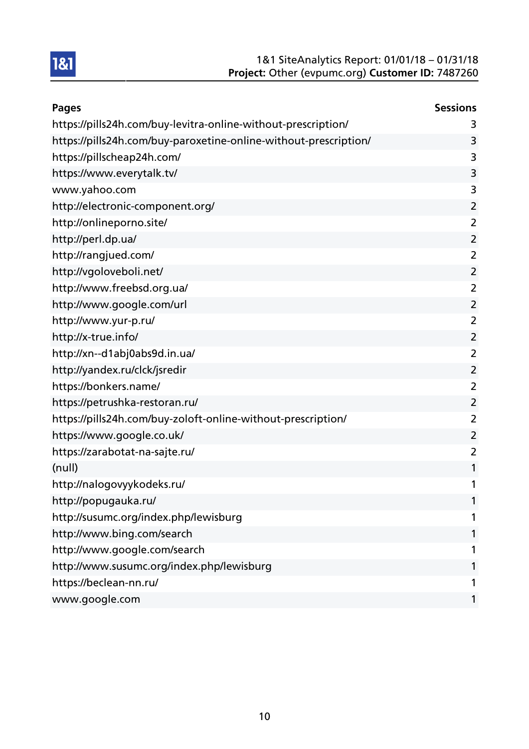| Pages | Sessions |
|---|---|
| https://pills24h.com/buy-levitra-online-without-prescription/ | 3 |
| https://pills24h.com/buy-paroxetine-online-without-prescription/ | 3 |
| https://pillscheap24h.com/ | 3 |
| https://www.everytalk.tv/ | 3 |
| www.yahoo.com | 3 |
| http://electronic-component.org/ | 2 |
| http://onlineporno.site/ | 2 |
| http://perl.dp.ua/ | 2 |
| http://rangjued.com/ | 2 |
| http://vgoloveboli.net/ | 2 |
| http://www.freebsd.org.ua/ | 2 |
| http://www.google.com/url | 2 |
| http://www.yur-p.ru/ | 2 |
| http://x-true.info/ | 2 |
| http://xn--d1abj0abs9d.in.ua/ | 2 |
| http://yandex.ru/clck/jsredir | 2 |
| https://bonkers.name/ | 2 |
| https://petrushka-restoran.ru/ | 2 |
| https://pills24h.com/buy-zoloft-online-without-prescription/ | 2 |
| https://www.google.co.uk/ | 2 |
| https://zarabotat-na-sajte.ru/ | 2 |
| (null) | 1 |
| http://nalogovyykodeks.ru/ | 1 |
| http://popugauka.ru/ | 1 |
| http://susumc.org/index.php/lewisburg | 1 |
| http://www.bing.com/search | 1 |
| http://www.google.com/search | 1 |
| http://www.susumc.org/index.php/lewisburg | 1 |
| https://beclean-nn.ru/ | 1 |
| www.google.com | 1 |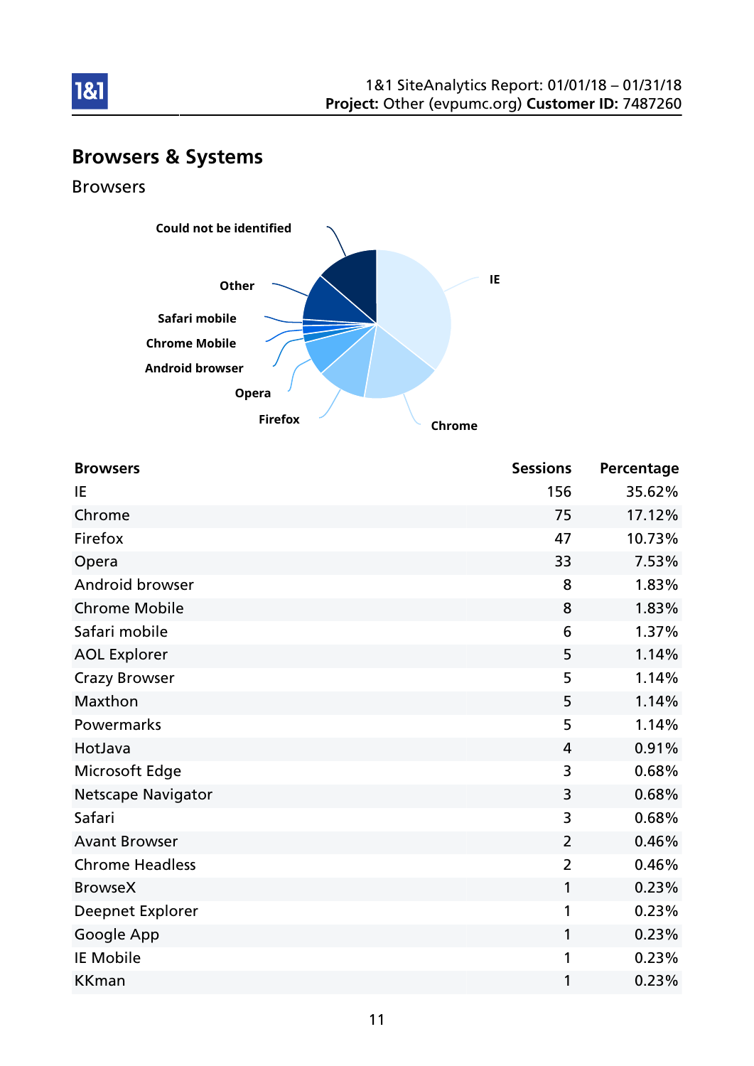## Browsers & Systems

### Browsers

| Browsers | Sessions | Percentage |
|---|---|---|
| IE | 156 | 35.62% |
| Chrome | 75 | 17.12% |
| Firefox | 47 | 10.73% |
| Opera | 33 | 7.53% |
| Android browser | 8 | 1.83% |
| Chrome Mobile | 8 | 1.83% |
| Safari mobile | 6 | 1.37% |
| AOL Explorer | 5 | 1.14% |
| Crazy Browser | 5 | 1.14% |
| Maxthon | 5 | 1.14% |
| Powermarks | 5 | 1.14% |
| HotJava | 4 | 0.91% |
| Microsoft Edge | 3 | 0.68% |
| Netscape Navigator | 3 | 0.68% |
| Safari | 3 | 0.68% |
| Avant Browser | 2 | 0.46% |
| Chrome Headless | 2 | 0.46% |
| BrowseX | 1 | 0.23% |
| Deepnet Explorer | 1 | 0.23% |
| Google App | 1 | 0.23% |
| IE Mobile | 1 | 0.23% |
| KKman | 1 | 0.23% |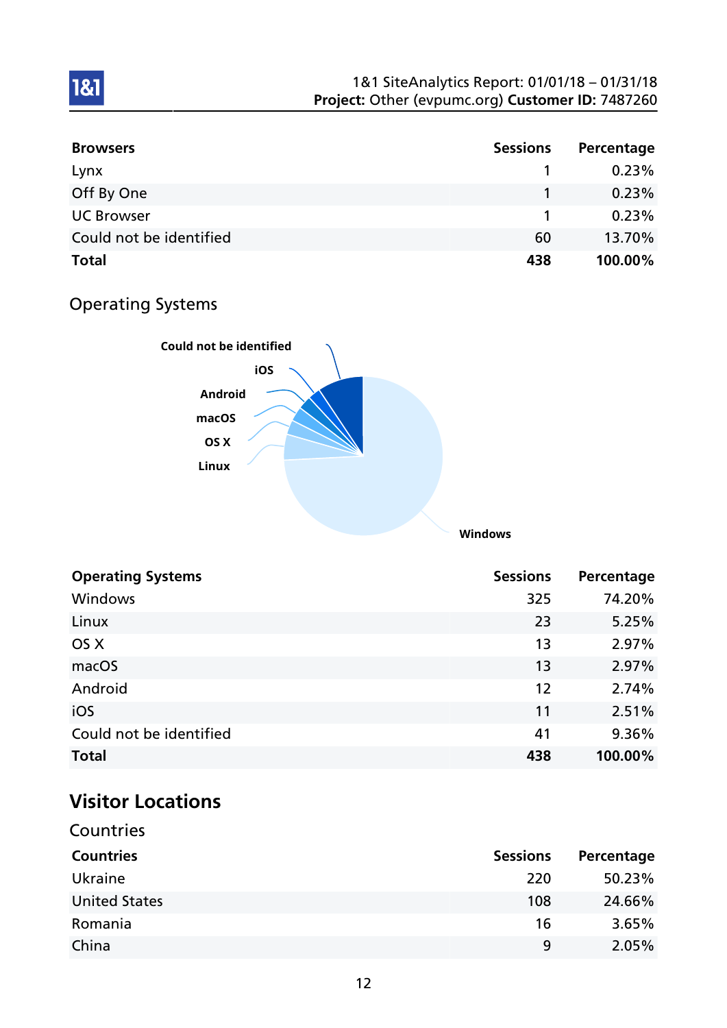| Browsers | Sessions | Percentage |
|---|---|---|
| Lynx | 1 | 0.23% |
| Off By One | 1 | 0.23% |
| UC Browser | 1 | 0.23% |
| Could not be identified | 60 | 13.70% |
| **Total** | **438** | **100.00%** |

### Operating Systems

| Operating Systems | Sessions | Percentage |
|---|---|---|
| Windows | 325 | 74.20% |
| Linux | 23 | 5.25% |
| OS X | 13 | 2.97% |
| macOS | 13 | 2.97% |
| Android | 12 | 2.74% |
| iOS | 11 | 2.51% |
| Could not be identified | 41 | 9.36% |
| **Total** | **438** | **100.00%** |

## Visitor Locations

### Countries

| Countries | Sessions | Percentage |
|---|---|---|
| Ukraine | 220 | 50.23% |
| United States | 108 | 24.66% |
| Romania | 16 | 3.65% |
| China | 9 | 2.05% |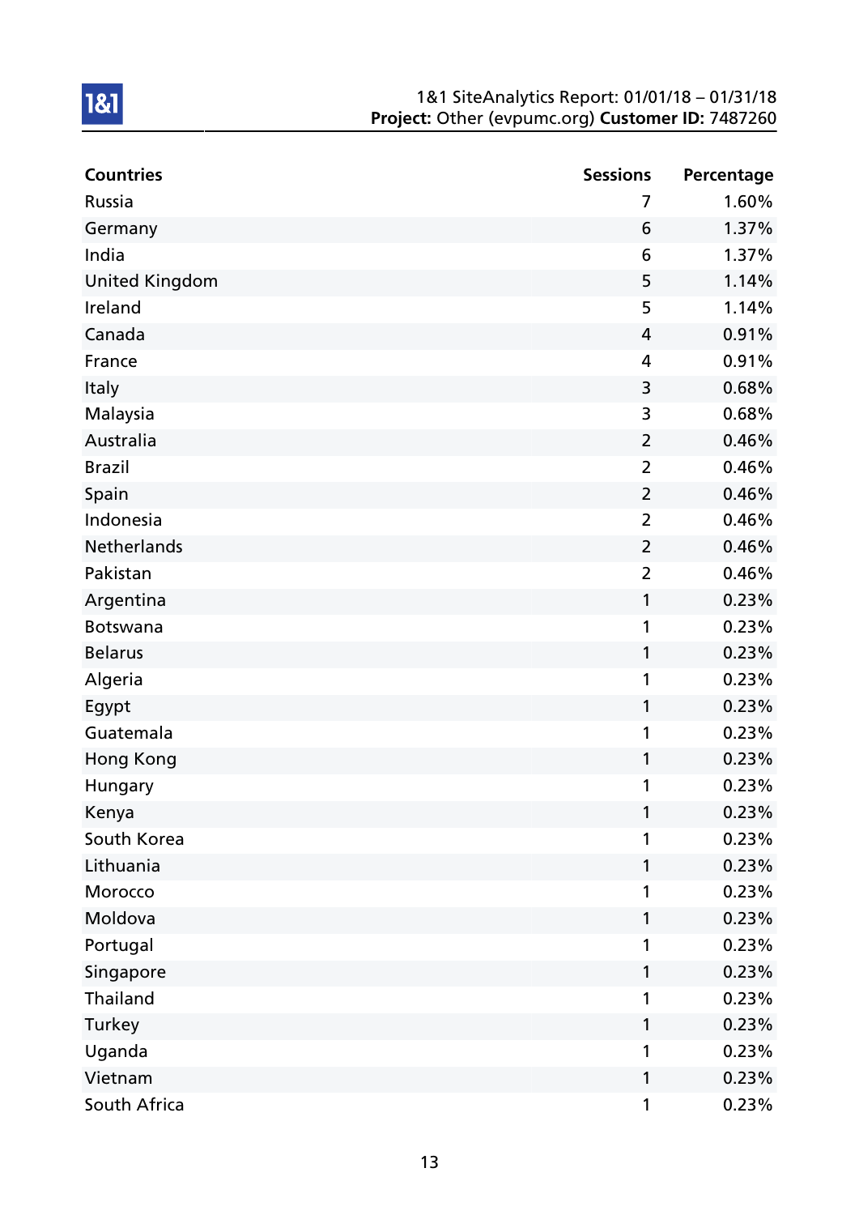| Countries | Sessions | Percentage |
|---|---|---|
| Russia | 7 | 1.60% |
| Germany | 6 | 1.37% |
| India | 6 | 1.37% |
| United Kingdom | 5 | 1.14% |
| Ireland | 5 | 1.14% |
| Canada | 4 | 0.91% |
| France | 4 | 0.91% |
| Italy | 3 | 0.68% |
| Malaysia | 3 | 0.68% |
| Australia | 2 | 0.46% |
| Brazil | 2 | 0.46% |
| Spain | 2 | 0.46% |
| Indonesia | 2 | 0.46% |
| Netherlands | 2 | 0.46% |
| Pakistan | 2 | 0.46% |
| Argentina | 1 | 0.23% |
| Botswana | 1 | 0.23% |
| Belarus | 1 | 0.23% |
| Algeria | 1 | 0.23% |
| Egypt | 1 | 0.23% |
| Guatemala | 1 | 0.23% |
| Hong Kong | 1 | 0.23% |
| Hungary | 1 | 0.23% |
| Kenya | 1 | 0.23% |
| South Korea | 1 | 0.23% |
| Lithuania | 1 | 0.23% |
| Morocco | 1 | 0.23% |
| Moldova | 1 | 0.23% |
| Portugal | 1 | 0.23% |
| Singapore | 1 | 0.23% |
| Thailand | 1 | 0.23% |
| Turkey | 1 | 0.23% |
| Uganda | 1 | 0.23% |
| Vietnam | 1 | 0.23% |
| South Africa | 1 | 0.23% |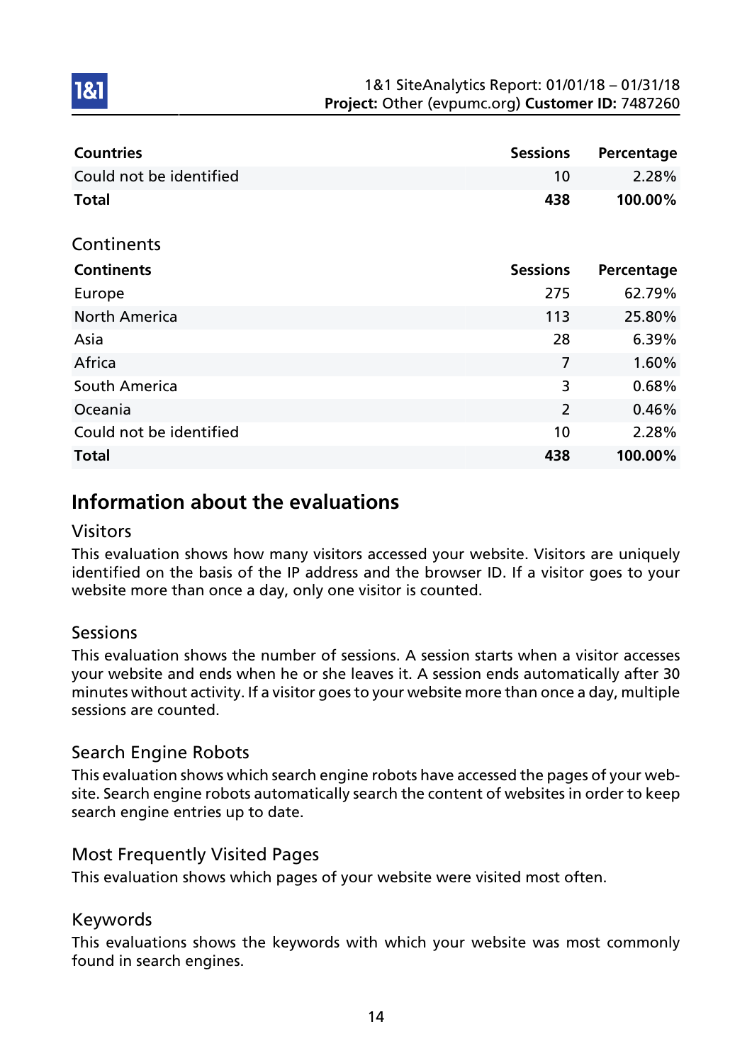| Countries | Sessions | Percentage |
|---|---|---|
| Could not be identified | 10 | 2.28% |
| **Total** | **438** | **100.00%** |

## Continents

| Continents | Sessions | Percentage |
|---|---|---|
| Europe | 275 | 62.79% |
| North America | 113 | 25.80% |
| Asia | 28 | 6.39% |
| Africa | 7 | 1.60% |
| South America | 3 | 0.68% |
| Oceania | 2 | 0.46% |
| Could not be identified | 10 | 2.28% |
| **Total** | **438** | **100.00%** |

# Information about the evaluations

## Visitors

This evaluation shows how many visitors accessed your website. Visitors are uniquely identified on the basis of the IP address and the browser ID. If a visitor goes to your website more than once a day, only one visitor is counted.

## Sessions

This evaluation shows the number of sessions. A session starts when a visitor accesses your website and ends when he or she leaves it. A session ends automatically after 30 minutes without activity. If a visitor goes to your website more than once a day, multiple sessions are counted.

## Search Engine Robots

This evaluation shows which search engine robots have accessed the pages of your website. Search engine robots automatically search the content of websites in order to keep search engine entries up to date.

## Most Frequently Visited Pages

This evaluation shows which pages of your website were visited most often.

## Keywords

This evaluations shows the keywords with which your website was most commonly found in search engines.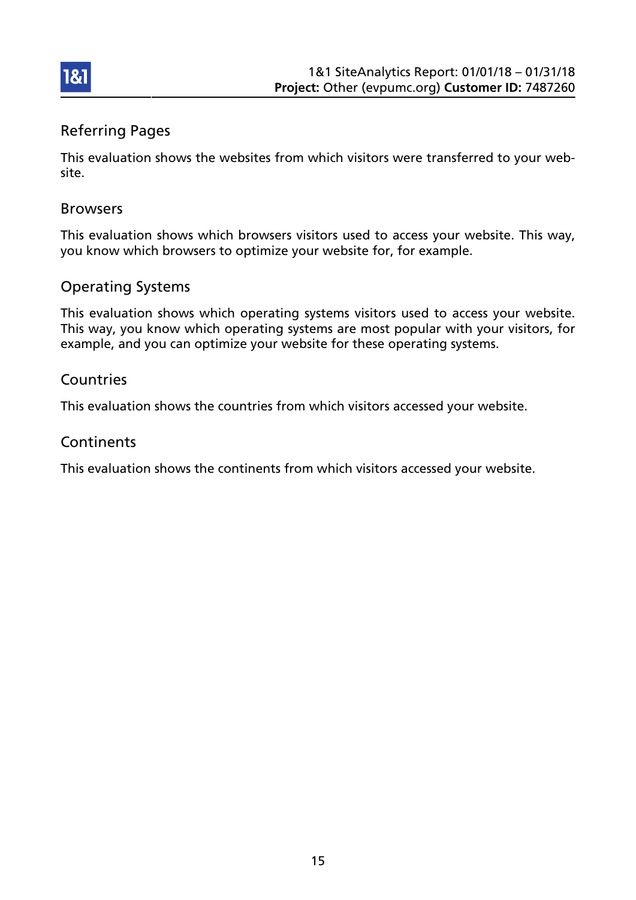## Referring Pages

This evaluation shows the websites from which visitors were transferred to your website.

## Browsers

This evaluation shows which browsers visitors used to access your website. This way, you know which browsers to optimize your website for, for example.

## Operating Systems

This evaluation shows which operating systems visitors used to access your website. This way, you know which operating systems are most popular with your visitors, for example, and you can optimize your website for these operating systems.

## Countries

This evaluation shows the countries from which visitors accessed your website.

## Continents

This evaluation shows the continents from which visitors accessed your website.